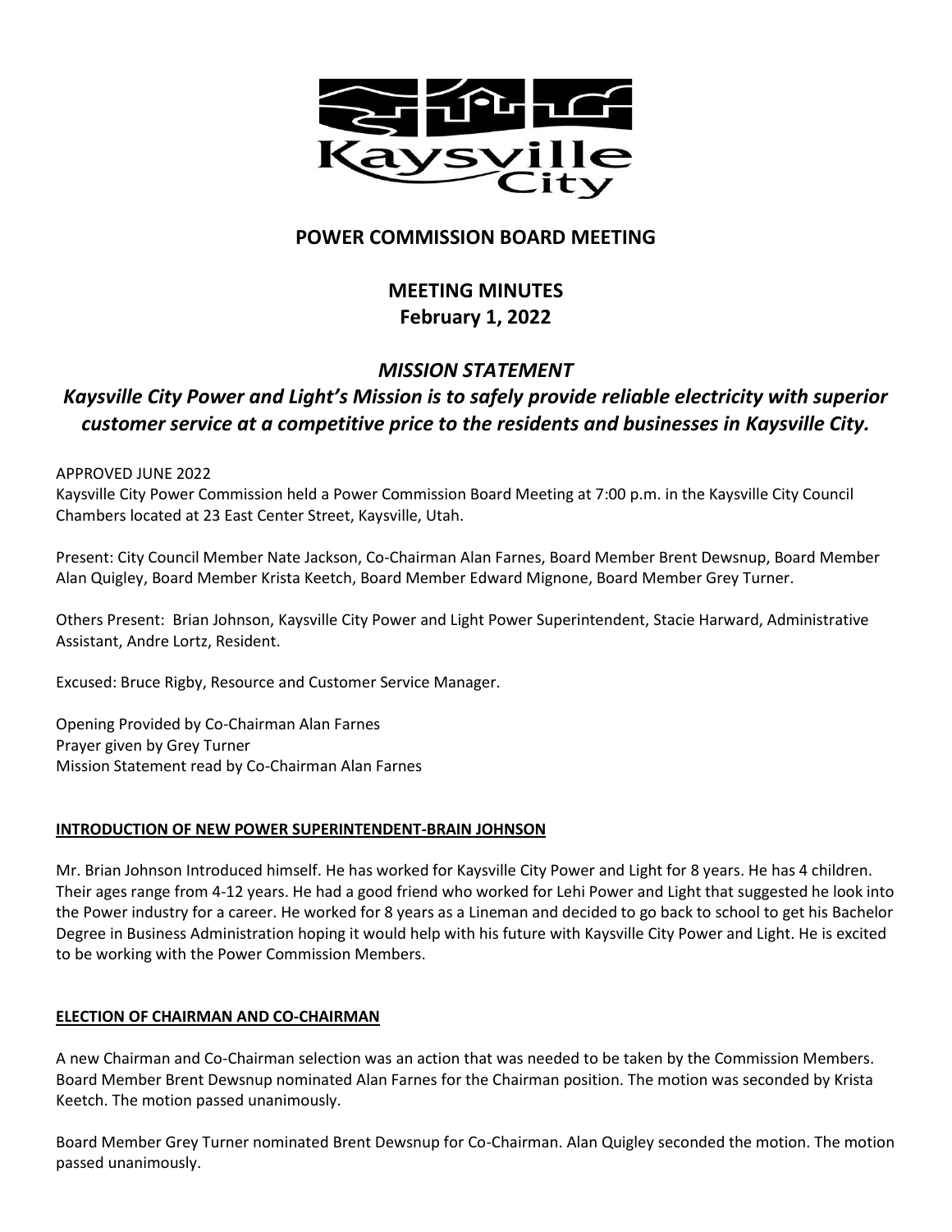# POWER COMMISSION BOARD MEETING

## MEETING MINUTES
## February 1, 2022

## *MISSION STATEMENT*
### *Kaysville City Power and Light's Mission is to safely provide reliable electricity with superior customer service at a competitive price to the residents and businesses in Kaysville City.*

APPROVED JUNE 2022

Kaysville City Power Commission held a Power Commission Board Meeting at 7:00 p.m. in the Kaysville City Council Chambers located at 23 East Center Street, Kaysville, Utah.

Present: City Council Member Nate Jackson, Co-Chairman Alan Farnes, Board Member Brent Dewsnup, Board Member Alan Quigley, Board Member Krista Keetch, Board Member Edward Mignone, Board Member Grey Turner.

Others Present: Brian Johnson, Kaysville City Power and Light Power Superintendent, Stacie Harward, Administrative Assistant, Andre Lortz, Resident.

Excused: Bruce Rigby, Resource and Customer Service Manager.

Opening Provided by Co-Chairman Alan Farnes
Prayer given by Grey Turner
Mission Statement read by Co-Chairman Alan Farnes

**INTRODUCTION OF NEW POWER SUPERINTENDENT-BRAIN JOHNSON**

Mr. Brian Johnson Introduced himself. He has worked for Kaysville City Power and Light for 8 years. He has 4 children. Their ages range from 4-12 years. He had a good friend who worked for Lehi Power and Light that suggested he look into the Power industry for a career. He worked for 8 years as a Lineman and decided to go back to school to get his Bachelor Degree in Business Administration hoping it would help with his future with Kaysville City Power and Light. He is excited to be working with the Power Commission Members.

**ELECTION OF CHAIRMAN AND CO-CHAIRMAN**

A new Chairman and Co-Chairman selection was an action that was needed to be taken by the Commission Members. Board Member Brent Dewsnup nominated Alan Farnes for the Chairman position. The motion was seconded by Krista Keetch. The motion passed unanimously.

Board Member Grey Turner nominated Brent Dewsnup for Co-Chairman. Alan Quigley seconded the motion. The motion passed unanimously.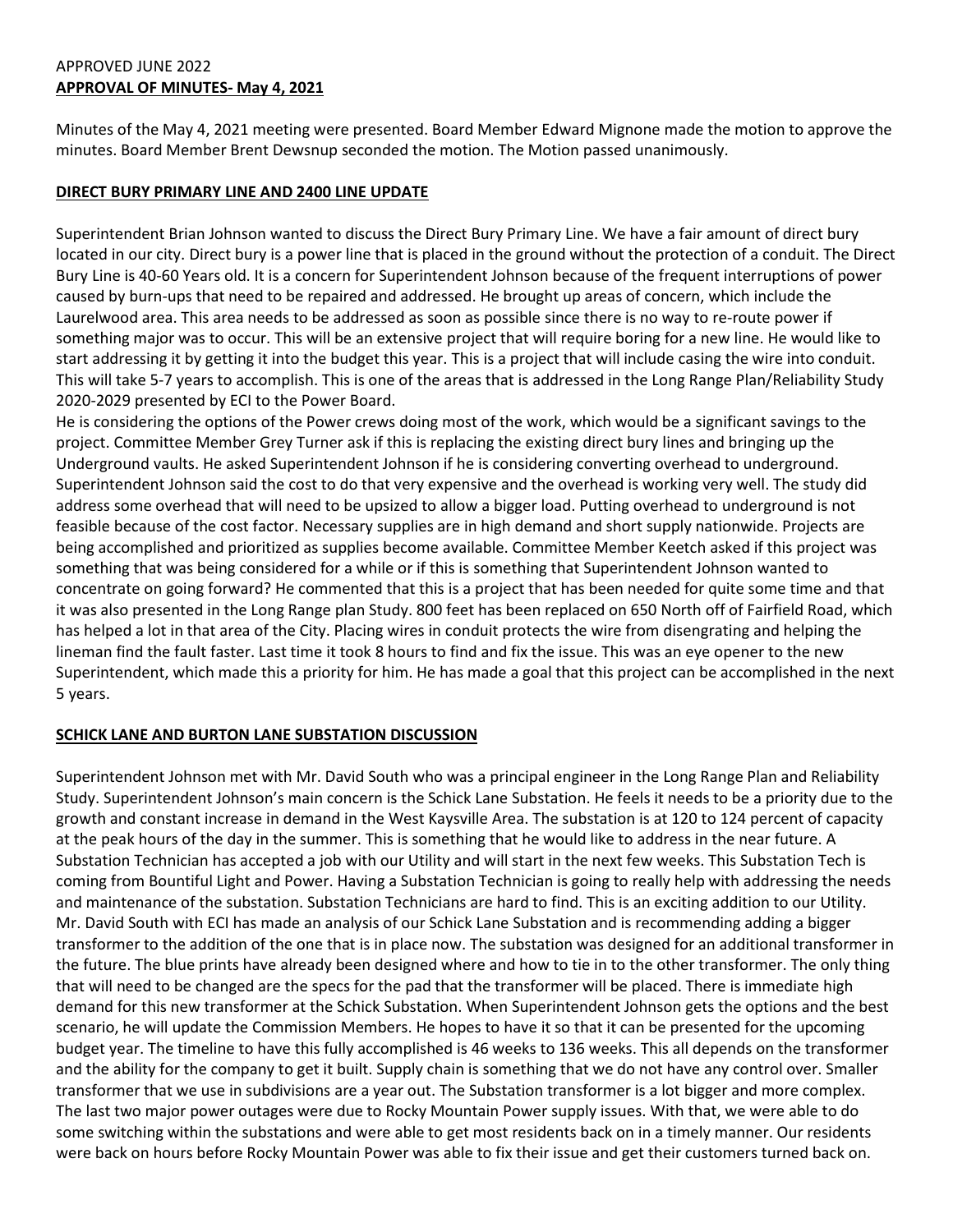APPROVED JUNE 2022

**APPROVAL OF MINUTES- May 4, 2021**

Minutes of the May 4, 2021 meeting were presented. Board Member Edward Mignone made the motion to approve the minutes. Board Member Brent Dewsnup seconded the motion. The Motion passed unanimously.

**DIRECT BURY PRIMARY LINE AND 2400 LINE UPDATE**

Superintendent Brian Johnson wanted to discuss the Direct Bury Primary Line. We have a fair amount of direct bury located in our city. Direct bury is a power line that is placed in the ground without the protection of a conduit. The Direct Bury Line is 40-60 Years old. It is a concern for Superintendent Johnson because of the frequent interruptions of power caused by burn-ups that need to be repaired and addressed. He brought up areas of concern, which include the Laurelwood area. This area needs to be addressed as soon as possible since there is no way to re-route power if something major was to occur. This will be an extensive project that will require boring for a new line. He would like to start addressing it by getting it into the budget this year. This is a project that will include casing the wire into conduit. This will take 5-7 years to accomplish. This is one of the areas that is addressed in the Long Range Plan/Reliability Study 2020-2029 presented by ECI to the Power Board.

He is considering the options of the Power crews doing most of the work, which would be a significant savings to the project. Committee Member Grey Turner ask if this is replacing the existing direct bury lines and bringing up the Underground vaults. He asked Superintendent Johnson if he is considering converting overhead to underground. Superintendent Johnson said the cost to do that very expensive and the overhead is working very well. The study did address some overhead that will need to be upsized to allow a bigger load. Putting overhead to underground is not feasible because of the cost factor. Necessary supplies are in high demand and short supply nationwide. Projects are being accomplished and prioritized as supplies become available. Committee Member Keetch asked if this project was something that was being considered for a while or if this is something that Superintendent Johnson wanted to concentrate on going forward? He commented that this is a project that has been needed for quite some time and that it was also presented in the Long Range plan Study. 800 feet has been replaced on 650 North off of Fairfield Road, which has helped a lot in that area of the City. Placing wires in conduit protects the wire from disengrating and helping the lineman find the fault faster. Last time it took 8 hours to find and fix the issue. This was an eye opener to the new Superintendent, which made this a priority for him. He has made a goal that this project can be accomplished in the next 5 years.

**SCHICK LANE AND BURTON LANE SUBSTATION DISCUSSION**

Superintendent Johnson met with Mr. David South who was a principal engineer in the Long Range Plan and Reliability Study. Superintendent Johnson's main concern is the Schick Lane Substation. He feels it needs to be a priority due to the growth and constant increase in demand in the West Kaysville Area. The substation is at 120 to 124 percent of capacity at the peak hours of the day in the summer. This is something that he would like to address in the near future. A Substation Technician has accepted a job with our Utility and will start in the next few weeks. This Substation Tech is coming from Bountiful Light and Power. Having a Substation Technician is going to really help with addressing the needs and maintenance of the substation. Substation Technicians are hard to find. This is an exciting addition to our Utility. Mr. David South with ECI has made an analysis of our Schick Lane Substation and is recommending adding a bigger transformer to the addition of the one that is in place now. The substation was designed for an additional transformer in the future. The blue prints have already been designed where and how to tie in to the other transformer. The only thing that will need to be changed are the specs for the pad that the transformer will be placed. There is immediate high demand for this new transformer at the Schick Substation. When Superintendent Johnson gets the options and the best scenario, he will update the Commission Members. He hopes to have it so that it can be presented for the upcoming budget year. The timeline to have this fully accomplished is 46 weeks to 136 weeks. This all depends on the transformer and the ability for the company to get it built. Supply chain is something that we do not have any control over. Smaller transformer that we use in subdivisions are a year out. The Substation transformer is a lot bigger and more complex. The last two major power outages were due to Rocky Mountain Power supply issues. With that, we were able to do some switching within the substations and were able to get most residents back on in a timely manner. Our residents were back on hours before Rocky Mountain Power was able to fix their issue and get their customers turned back on.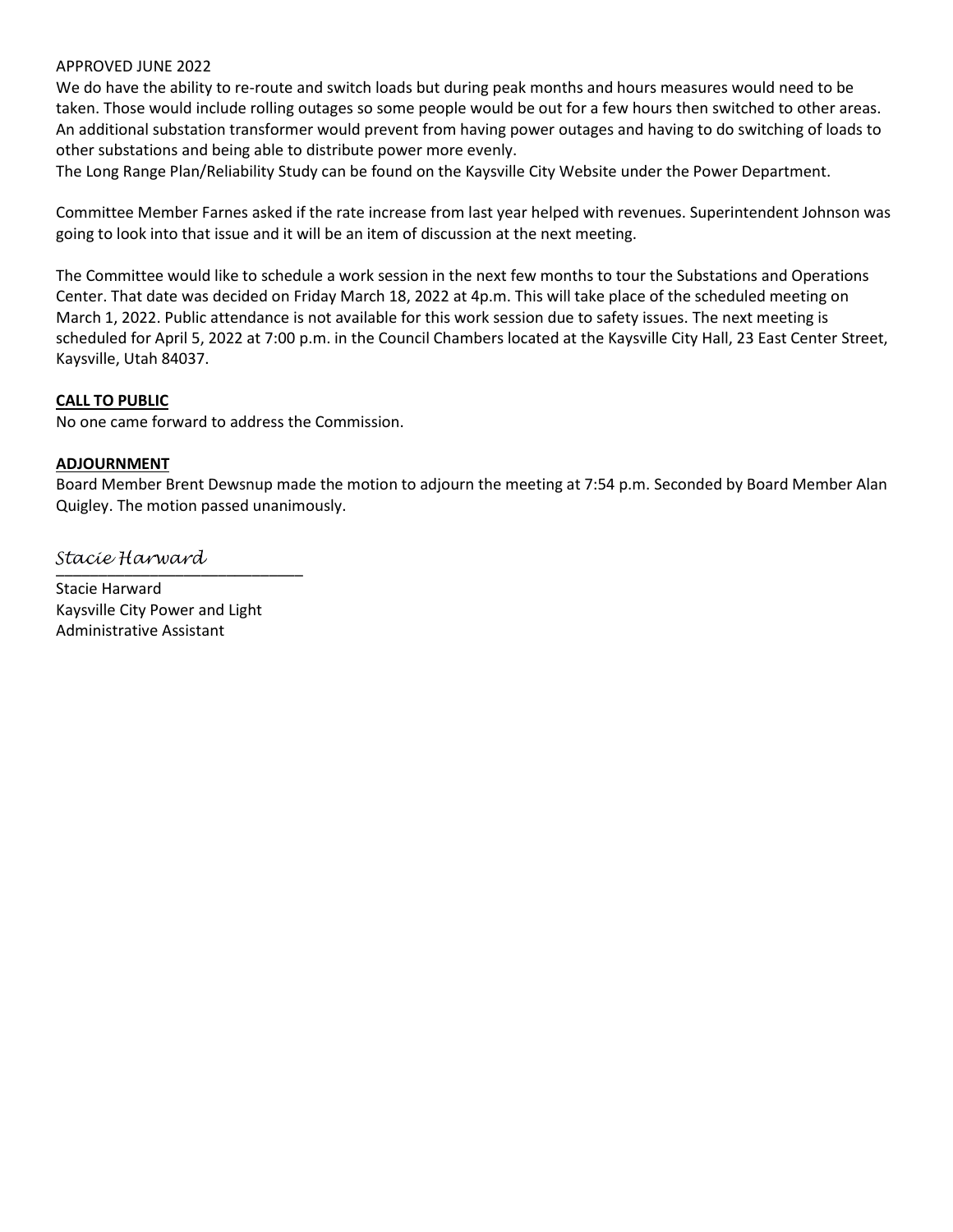APPROVED JUNE 2022

We do have the ability to re-route and switch loads but during peak months and hours measures would need to be taken. Those would include rolling outages so some people would be out for a few hours then switched to other areas. An additional substation transformer would prevent from having power outages and having to do switching of loads to other substations and being able to distribute power more evenly.

The Long Range Plan/Reliability Study can be found on the Kaysville City Website under the Power Department.

Committee Member Farnes asked if the rate increase from last year helped with revenues. Superintendent Johnson was going to look into that issue and it will be an item of discussion at the next meeting.

The Committee would like to schedule a work session in the next few months to tour the Substations and Operations Center. That date was decided on Friday March 18, 2022 at 4p.m. This will take place of the scheduled meeting on March 1, 2022. Public attendance is not available for this work session due to safety issues. The next meeting is scheduled for April 5, 2022 at 7:00 p.m. in the Council Chambers located at the Kaysville City Hall, 23 East Center Street, Kaysville, Utah 84037.

**CALL TO PUBLIC**

No one came forward to address the Commission.

**ADJOURNMENT**

Board Member Brent Dewsnup made the motion to adjourn the meeting at 7:54 p.m. Seconded by Board Member Alan Quigley. The motion passed unanimously.

*Stacie Harward*

Stacie Harward
Kaysville City Power and Light
Administrative Assistant